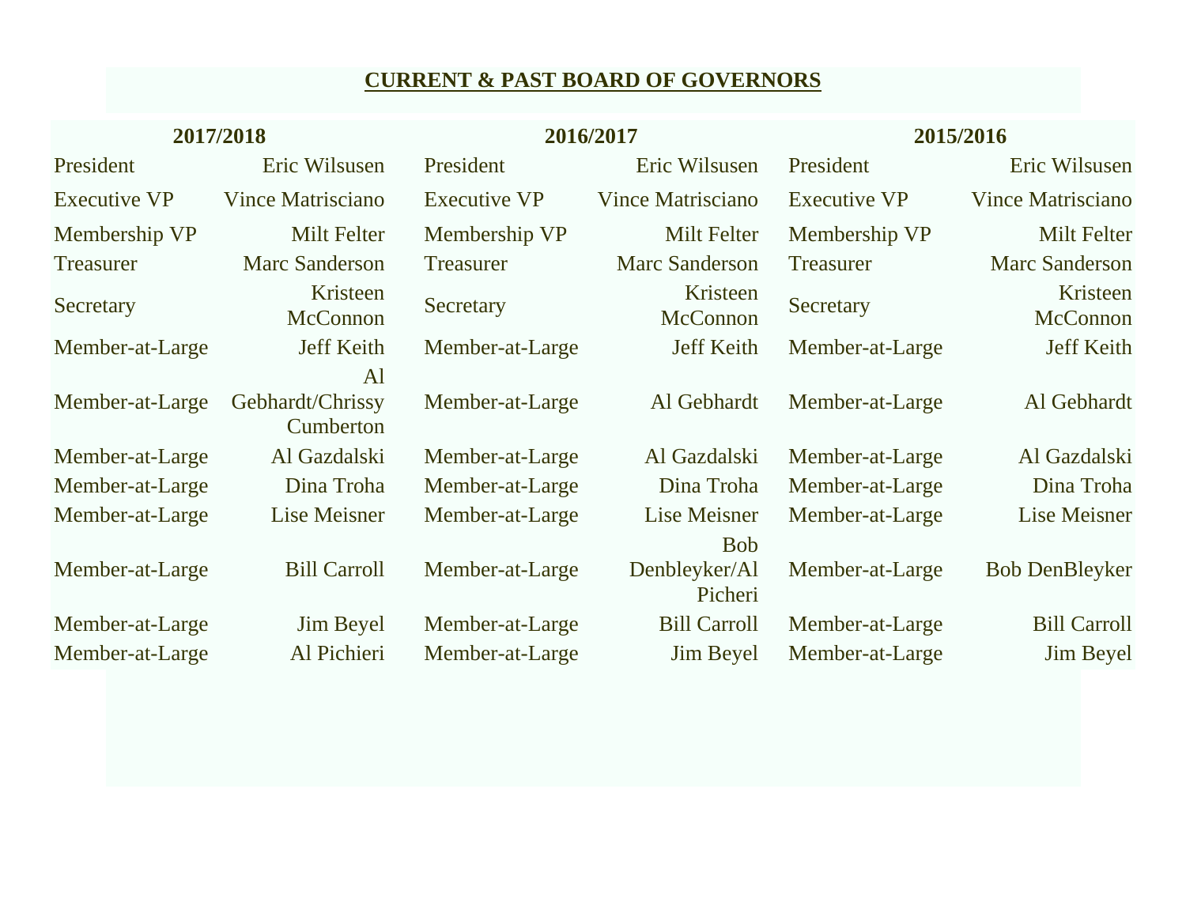# CURRENT & PAST BOARD OF GOVERNORS

| 2017/2018 | | 2016/2017 | | 2015/2016 | |
|---|---|---|---|---|---|
| President | Eric Wilsusen | President | Eric Wilsusen | President | Eric Wilsusen |
| Executive VP | Vince Matrisciano | Executive VP | Vince Matrisciano | Executive VP | Vince Matrisciano |
| Membership VP | Milt Felter | Membership VP | Milt Felter | Membership VP | Milt Felter |
| Treasurer | Marc Sanderson | Treasurer | Marc Sanderson | Treasurer | Marc Sanderson |
| Secretary | Kristeen McConnon | Secretary | Kristeen McConnon | Secretary | Kristeen McConnon |
| Member-at-Large | Jeff Keith | Member-at-Large | Jeff Keith | Member-at-Large | Jeff Keith |
| Member-at-Large | Al Gebhardt/Chrissy Cumberton | Member-at-Large | Al Gebhardt | Member-at-Large | Al Gebhardt |
| Member-at-Large | Al Gazdalski | Member-at-Large | Al Gazdalski | Member-at-Large | Al Gazdalski |
| Member-at-Large | Dina Troha | Member-at-Large | Dina Troha | Member-at-Large | Dina Troha |
| Member-at-Large | Lise Meisner | Member-at-Large | Lise Meisner | Member-at-Large | Lise Meisner |
| Member-at-Large | Bill Carroll | Member-at-Large | Bob Denbleyker/Al Picheri | Member-at-Large | Bob DenBleyker |
| Member-at-Large | Jim Beyel | Member-at-Large | Bill Carroll | Member-at-Large | Bill Carroll |
| Member-at-Large | Al Pichieri | Member-at-Large | Jim Beyel | Member-at-Large | Jim Beyel |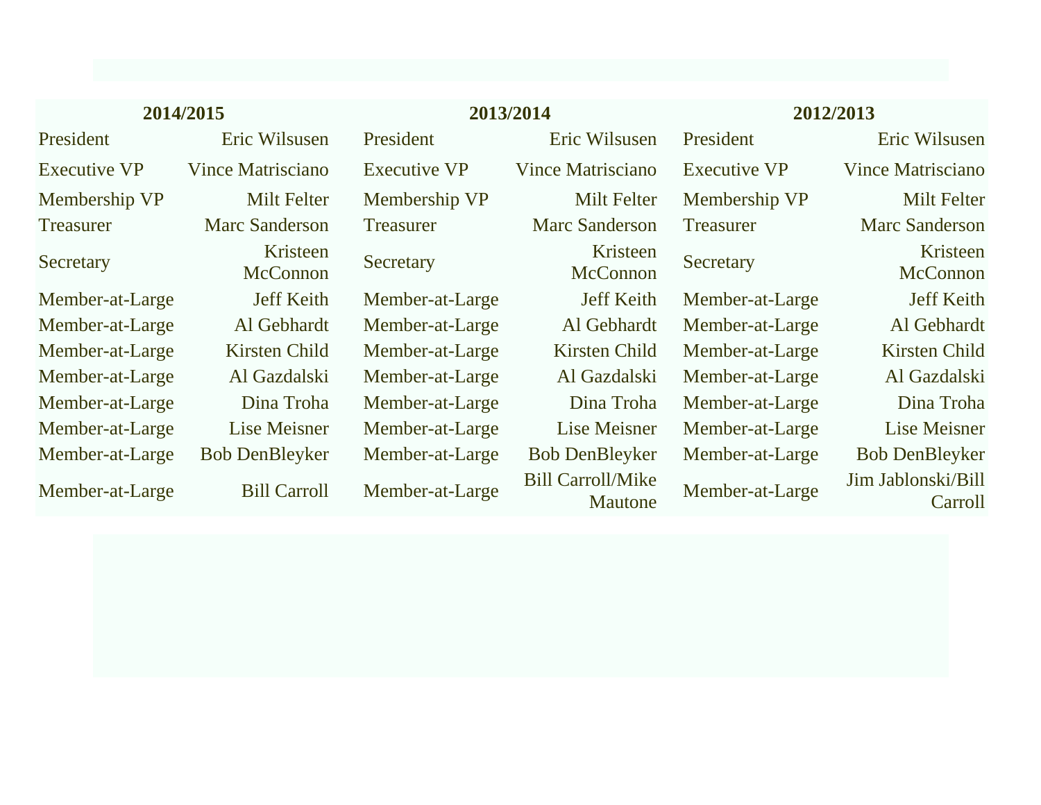| 2014/2015 | | 2013/2014 | | 2012/2013 | |
|---|---|---|---|---|---|
| President | Eric Wilsusen | President | Eric Wilsusen | President | Eric Wilsusen |
| Executive VP | Vince Matrisciano | Executive VP | Vince Matrisciano | Executive VP | Vince Matrisciano |
| Membership VP | Milt Felter | Membership VP | Milt Felter | Membership VP | Milt Felter |
| Treasurer | Marc Sanderson | Treasurer | Marc Sanderson | Treasurer | Marc Sanderson |
| Secretary | Kristeen McConnon | Secretary | Kristeen McConnon | Secretary | Kristeen McConnon |
| Member-at-Large | Jeff Keith | Member-at-Large | Jeff Keith | Member-at-Large | Jeff Keith |
| Member-at-Large | Al Gebhardt | Member-at-Large | Al Gebhardt | Member-at-Large | Al Gebhardt |
| Member-at-Large | Kirsten Child | Member-at-Large | Kirsten Child | Member-at-Large | Kirsten Child |
| Member-at-Large | Al Gazdalski | Member-at-Large | Al Gazdalski | Member-at-Large | Al Gazdalski |
| Member-at-Large | Dina Troha | Member-at-Large | Dina Troha | Member-at-Large | Dina Troha |
| Member-at-Large | Lise Meisner | Member-at-Large | Lise Meisner | Member-at-Large | Lise Meisner |
| Member-at-Large | Bob DenBleyker | Member-at-Large | Bob DenBleyker | Member-at-Large | Bob DenBleyker |
| Member-at-Large | Bill Carroll | Member-at-Large | Bill Carroll/Mike Mautone | Member-at-Large | Jim Jablonski/Bill Carroll |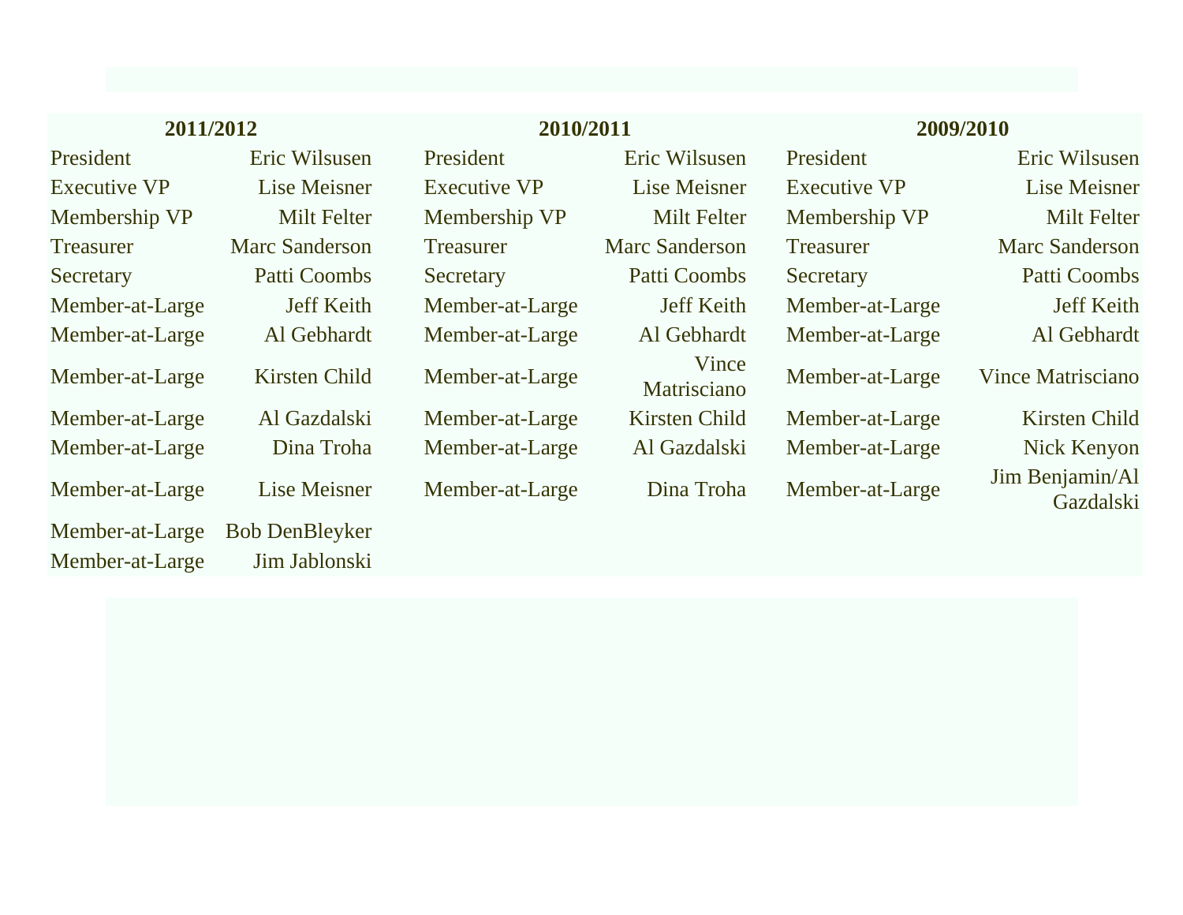| 2011/2012 | | 2010/2011 | | 2009/2010 | |
|---|---|---|---|---|---|
| President | Eric Wilsusen | President | Eric Wilsusen | President | Eric Wilsusen |
| Executive VP | Lise Meisner | Executive VP | Lise Meisner | Executive VP | Lise Meisner |
| Membership VP | Milt Felter | Membership VP | Milt Felter | Membership VP | Milt Felter |
| Treasurer | Marc Sanderson | Treasurer | Marc Sanderson | Treasurer | Marc Sanderson |
| Secretary | Patti Coombs | Secretary | Patti Coombs | Secretary | Patti Coombs |
| Member-at-Large | Jeff Keith | Member-at-Large | Jeff Keith | Member-at-Large | Jeff Keith |
| Member-at-Large | Al Gebhardt | Member-at-Large | Al Gebhardt | Member-at-Large | Al Gebhardt |
| Member-at-Large | Kirsten Child | Member-at-Large | Vince Matrisciano | Member-at-Large | Vince Matrisciano |
| Member-at-Large | Al Gazdalski | Member-at-Large | Kirsten Child | Member-at-Large | Kirsten Child |
| Member-at-Large | Dina Troha | Member-at-Large | Al Gazdalski | Member-at-Large | Nick Kenyon |
| Member-at-Large | Lise Meisner | Member-at-Large | Dina Troha | Member-at-Large | Jim Benjamin/Al Gazdalski |
| Member-at-Large | Bob DenBleyker | | | | |
| Member-at-Large | Jim Jablonski | | | | |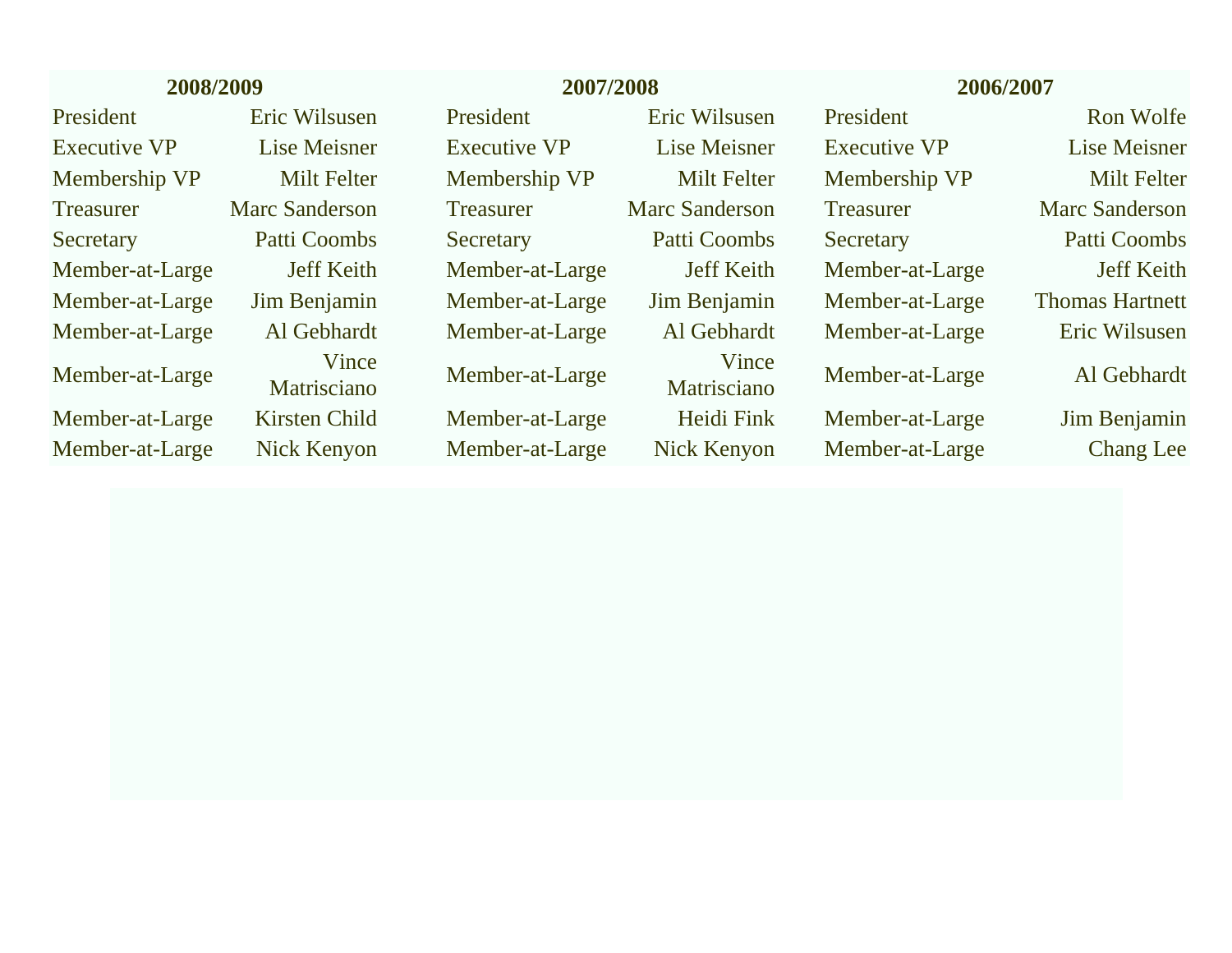| 2008/2009 | | 2007/2008 | | 2006/2007 | |
|---|---|---|---|---|---|
| President | Eric Wilsusen | President | Eric Wilsusen | President | Ron Wolfe |
| Executive VP | Lise Meisner | Executive VP | Lise Meisner | Executive VP | Lise Meisner |
| Membership VP | Milt Felter | Membership VP | Milt Felter | Membership VP | Milt Felter |
| Treasurer | Marc Sanderson | Treasurer | Marc Sanderson | Treasurer | Marc Sanderson |
| Secretary | Patti Coombs | Secretary | Patti Coombs | Secretary | Patti Coombs |
| Member-at-Large | Jeff Keith | Member-at-Large | Jeff Keith | Member-at-Large | Jeff Keith |
| Member-at-Large | Jim Benjamin | Member-at-Large | Jim Benjamin | Member-at-Large | Thomas Hartnett |
| Member-at-Large | Al Gebhardt | Member-at-Large | Al Gebhardt | Member-at-Large | Eric Wilsusen |
| Member-at-Large | Vince Matrisciano | Member-at-Large | Vince Matrisciano | Member-at-Large | Al Gebhardt |
| Member-at-Large | Kirsten Child | Member-at-Large | Heidi Fink | Member-at-Large | Jim Benjamin |
| Member-at-Large | Nick Kenyon | Member-at-Large | Nick Kenyon | Member-at-Large | Chang Lee |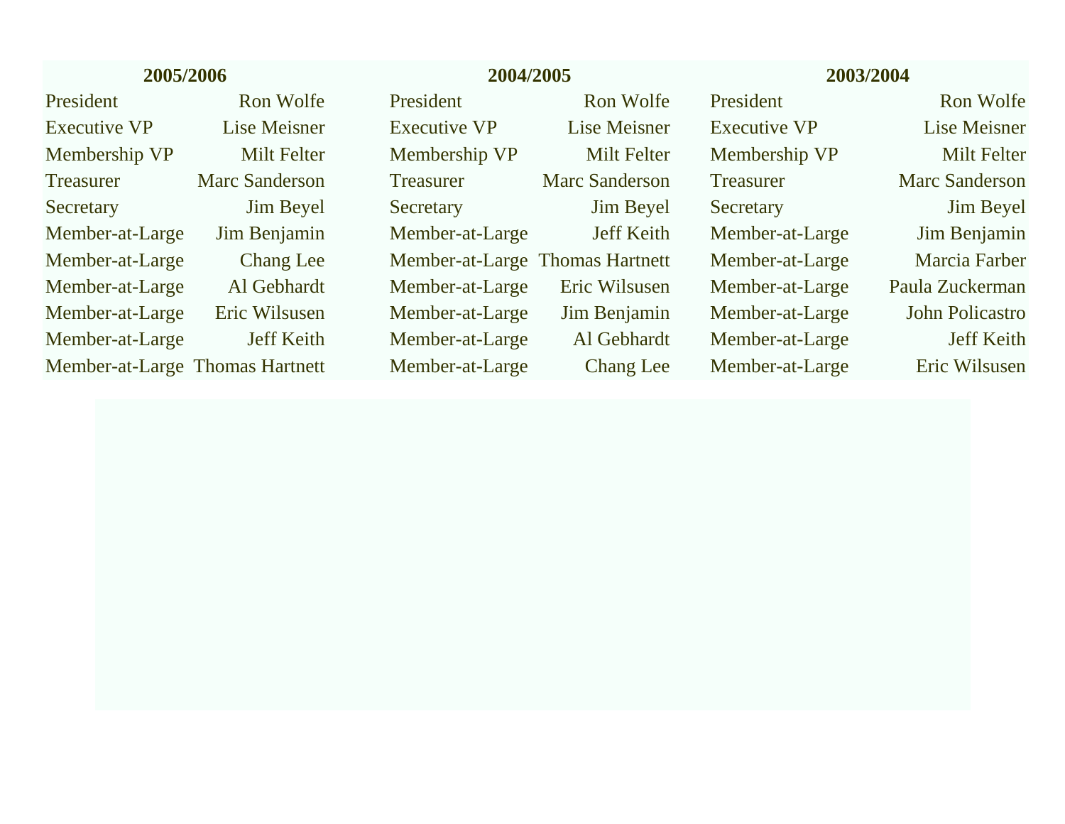| 2005/2006 | | 2004/2005 | | 2003/2004 | |
|---|---|---|---|---|---|
| President | Ron Wolfe | President | Ron Wolfe | President | Ron Wolfe |
| Executive VP | Lise Meisner | Executive VP | Lise Meisner | Executive VP | Lise Meisner |
| Membership VP | Milt Felter | Membership VP | Milt Felter | Membership VP | Milt Felter |
| Treasurer | Marc Sanderson | Treasurer | Marc Sanderson | Treasurer | Marc Sanderson |
| Secretary | Jim Beyel | Secretary | Jim Beyel | Secretary | Jim Beyel |
| Member-at-Large | Jim Benjamin | Member-at-Large | Jeff Keith | Member-at-Large | Jim Benjamin |
| Member-at-Large | Chang Lee | Member-at-Large | Thomas Hartnett | Member-at-Large | Marcia Farber |
| Member-at-Large | Al Gebhardt | Member-at-Large | Eric Wilsusen | Member-at-Large | Paula Zuckerman |
| Member-at-Large | Eric Wilsusen | Member-at-Large | Jim Benjamin | Member-at-Large | John Policastro |
| Member-at-Large | Jeff Keith | Member-at-Large | Al Gebhardt | Member-at-Large | Jeff Keith |
| Member-at-Large | Thomas Hartnett | Member-at-Large | Chang Lee | Member-at-Large | Eric Wilsusen |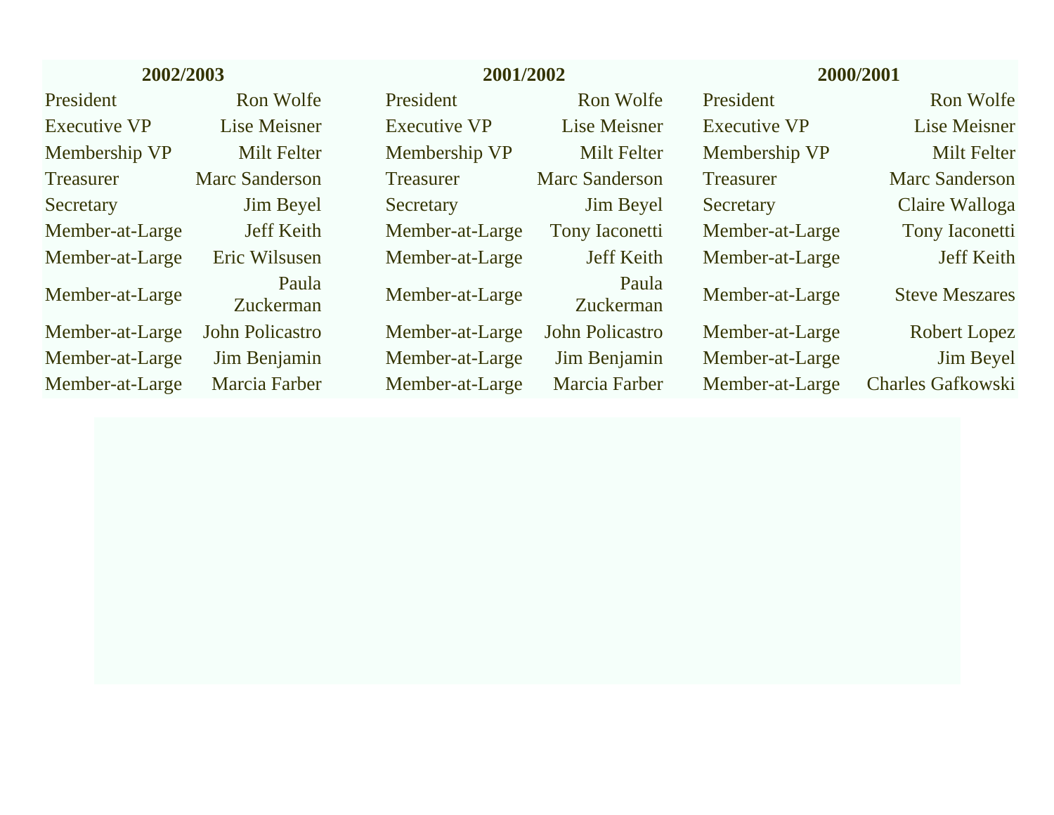| 2002/2003 | | 2001/2002 | | 2000/2001 | |
|---|---|---|---|---|---|
| President | Ron Wolfe | President | Ron Wolfe | President | Ron Wolfe |
| Executive VP | Lise Meisner | Executive VP | Lise Meisner | Executive VP | Lise Meisner |
| Membership VP | Milt Felter | Membership VP | Milt Felter | Membership VP | Milt Felter |
| Treasurer | Marc Sanderson | Treasurer | Marc Sanderson | Treasurer | Marc Sanderson |
| Secretary | Jim Beyel | Secretary | Jim Beyel | Secretary | Claire Walloga |
| Member-at-Large | Jeff Keith | Member-at-Large | Tony Iaconetti | Member-at-Large | Tony Iaconetti |
| Member-at-Large | Eric Wilsusen | Member-at-Large | Jeff Keith | Member-at-Large | Jeff Keith |
| Member-at-Large | Paula Zuckerman | Member-at-Large | Paula Zuckerman | Member-at-Large | Steve Meszares |
| Member-at-Large | John Policastro | Member-at-Large | John Policastro | Member-at-Large | Robert Lopez |
| Member-at-Large | Jim Benjamin | Member-at-Large | Jim Benjamin | Member-at-Large | Jim Beyel |
| Member-at-Large | Marcia Farber | Member-at-Large | Marcia Farber | Member-at-Large | Charles Gafkowski |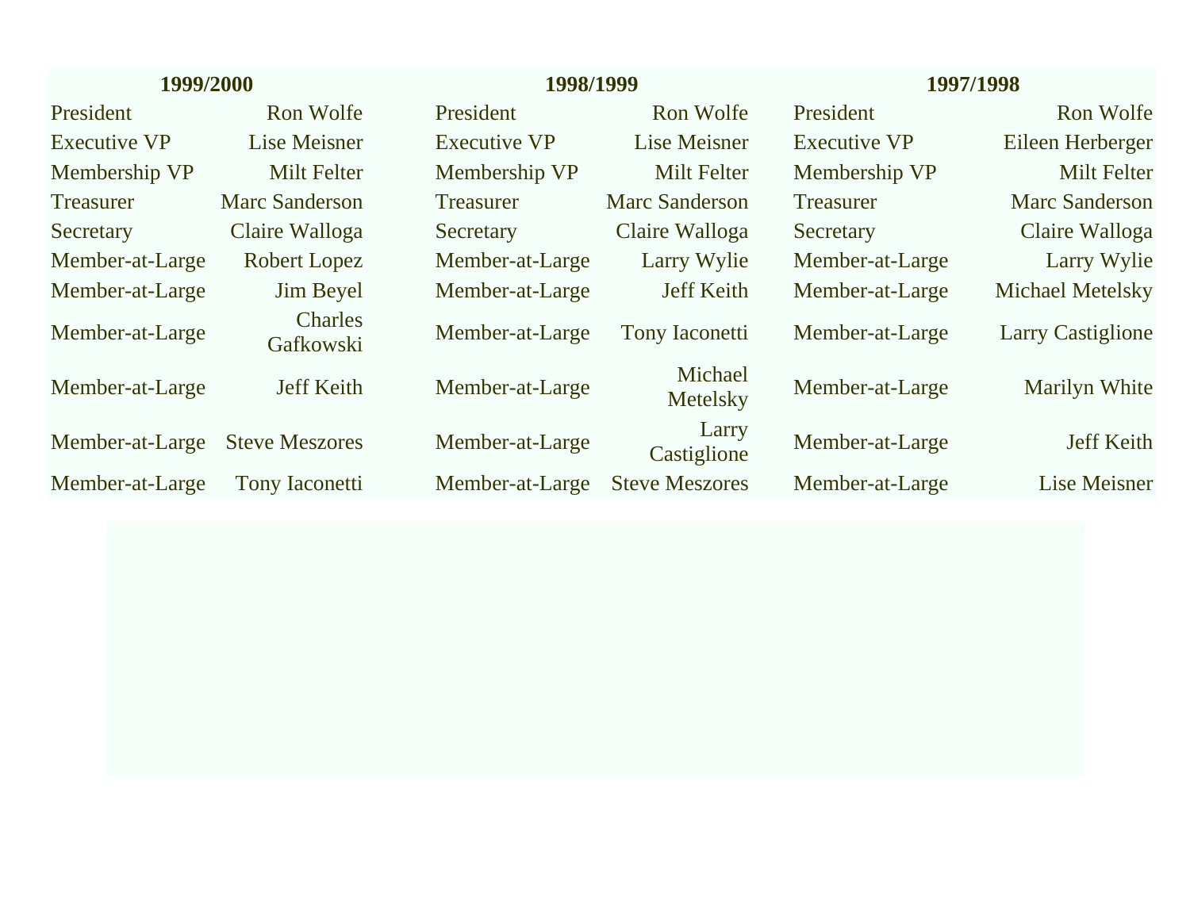| 1999/2000 | | 1998/1999 | | 1997/1998 | |
|---|---|---|---|---|---|
| President | Ron Wolfe | President | Ron Wolfe | President | Ron Wolfe |
| Executive VP | Lise Meisner | Executive VP | Lise Meisner | Executive VP | Eileen Herberger |
| Membership VP | Milt Felter | Membership VP | Milt Felter | Membership VP | Milt Felter |
| Treasurer | Marc Sanderson | Treasurer | Marc Sanderson | Treasurer | Marc Sanderson |
| Secretary | Claire Walloga | Secretary | Claire Walloga | Secretary | Claire Walloga |
| Member-at-Large | Robert Lopez | Member-at-Large | Larry Wylie | Member-at-Large | Larry Wylie |
| Member-at-Large | Jim Beyel | Member-at-Large | Jeff Keith | Member-at-Large | Michael Metelsky |
| Member-at-Large | Charles Gafkowski | Member-at-Large | Tony Iaconetti | Member-at-Large | Larry Castiglione |
| Member-at-Large | Jeff Keith | Member-at-Large | Michael Metelsky | Member-at-Large | Marilyn White |
| Member-at-Large | Steve Meszores | Member-at-Large | Larry Castiglione | Member-at-Large | Jeff Keith |
| Member-at-Large | Tony Iaconetti | Member-at-Large | Steve Meszores | Member-at-Large | Lise Meisner |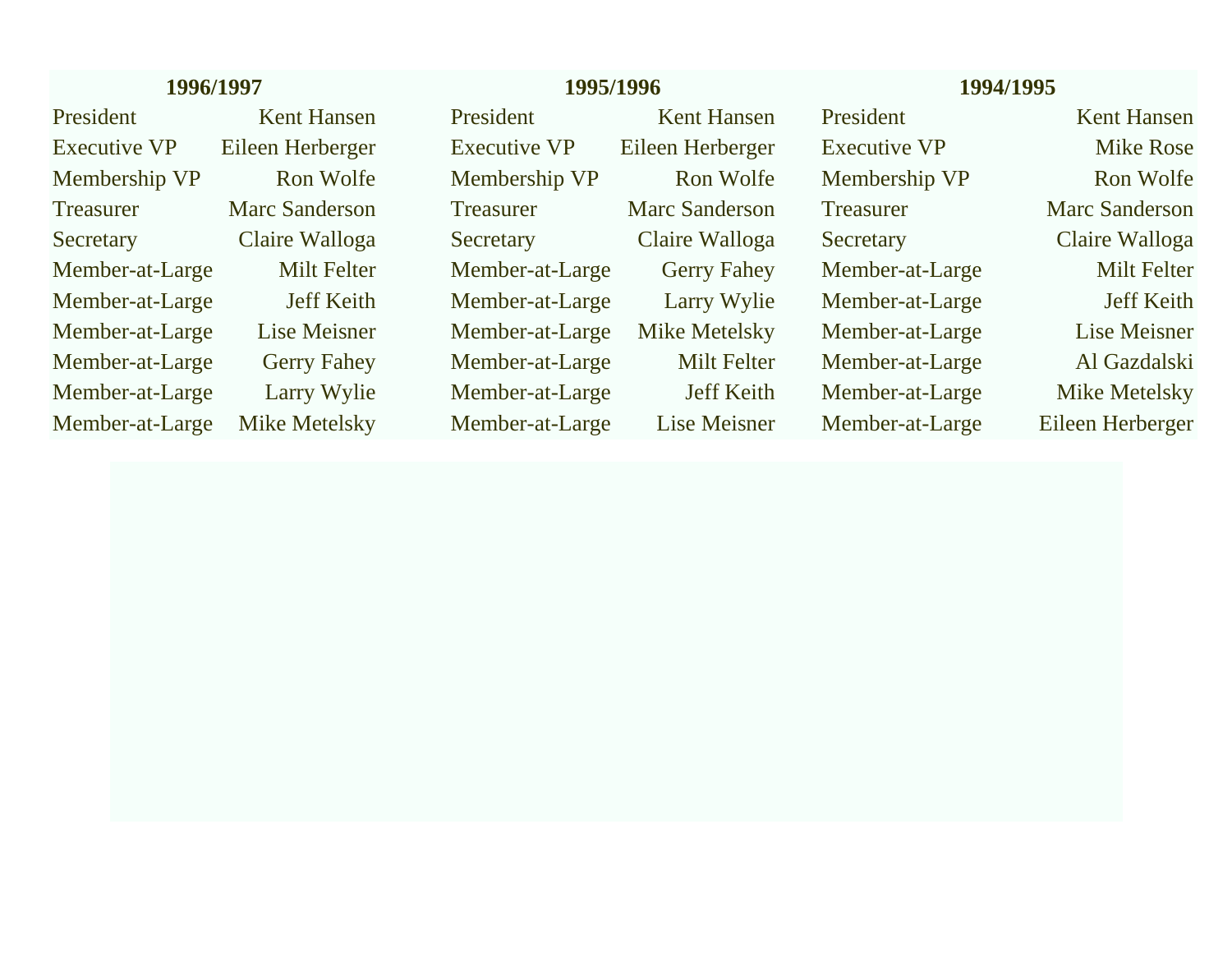| 1996/1997 | | 1995/1996 | | 1994/1995 | |
|---|---|---|---|---|---|
| President | Kent Hansen | President | Kent Hansen | President | Kent Hansen |
| Executive VP | Eileen Herberger | Executive VP | Eileen Herberger | Executive VP | Mike Rose |
| Membership VP | Ron Wolfe | Membership VP | Ron Wolfe | Membership VP | Ron Wolfe |
| Treasurer | Marc Sanderson | Treasurer | Marc Sanderson | Treasurer | Marc Sanderson |
| Secretary | Claire Walloga | Secretary | Claire Walloga | Secretary | Claire Walloga |
| Member-at-Large | Milt Felter | Member-at-Large | Gerry Fahey | Member-at-Large | Milt Felter |
| Member-at-Large | Jeff Keith | Member-at-Large | Larry Wylie | Member-at-Large | Jeff Keith |
| Member-at-Large | Lise Meisner | Member-at-Large | Mike Metelsky | Member-at-Large | Lise Meisner |
| Member-at-Large | Gerry Fahey | Member-at-Large | Milt Felter | Member-at-Large | Al Gazdalski |
| Member-at-Large | Larry Wylie | Member-at-Large | Jeff Keith | Member-at-Large | Mike Metelsky |
| Member-at-Large | Mike Metelsky | Member-at-Large | Lise Meisner | Member-at-Large | Eileen Herberger |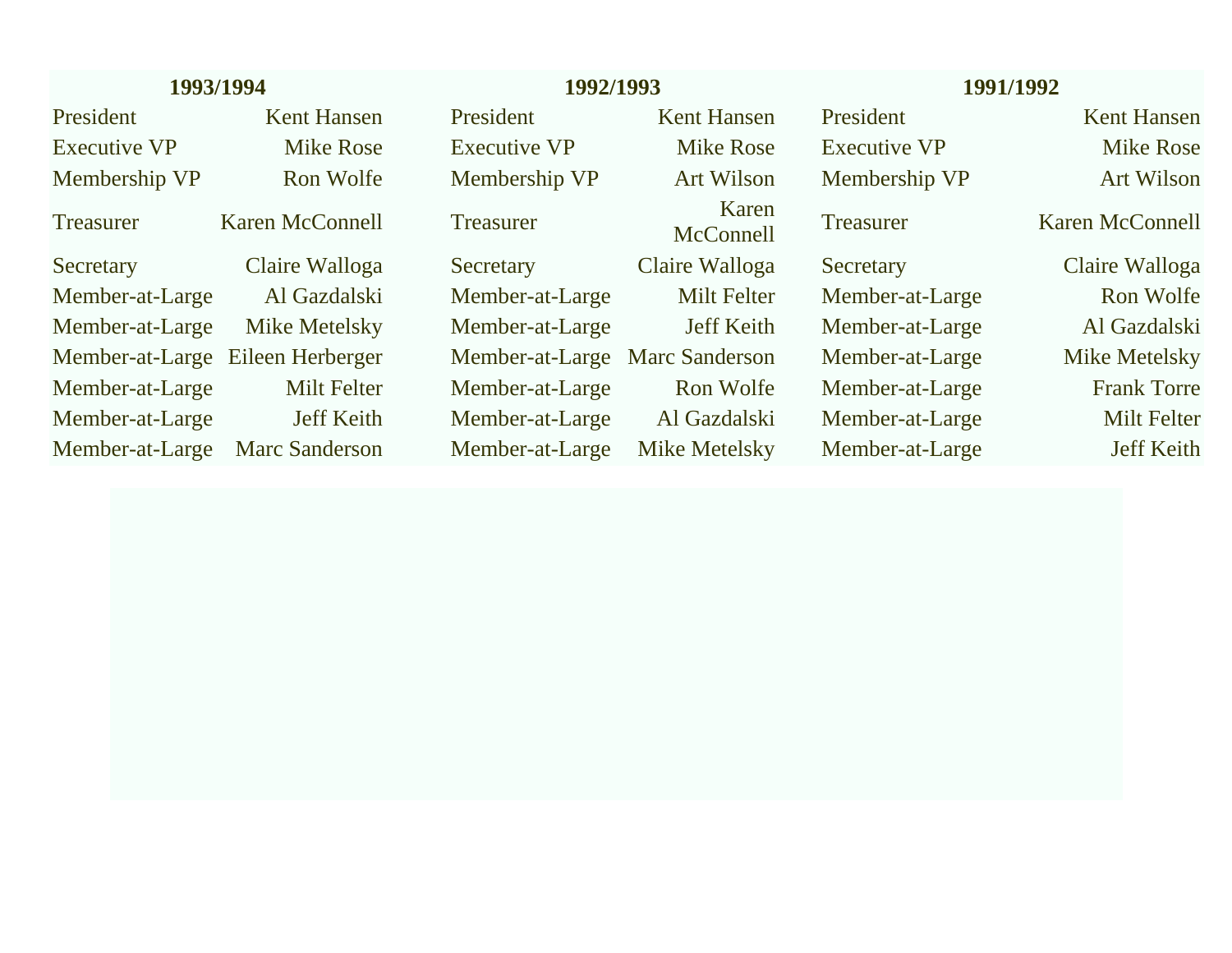| 1993/1994 | | 1992/1993 | | 1991/1992 | |
|---|---|---|---|---|---|
| President | Kent Hansen | President | Kent Hansen | President | Kent Hansen |
| Executive VP | Mike Rose | Executive VP | Mike Rose | Executive VP | Mike Rose |
| Membership VP | Ron Wolfe | Membership VP | Art Wilson | Membership VP | Art Wilson |
| Treasurer | Karen McConnell | Treasurer | Karen McConnell | Treasurer | Karen McConnell |
| Secretary | Claire Walloga | Secretary | Claire Walloga | Secretary | Claire Walloga |
| Member-at-Large | Al Gazdalski | Member-at-Large | Milt Felter | Member-at-Large | Ron Wolfe |
| Member-at-Large | Mike Metelsky | Member-at-Large | Jeff Keith | Member-at-Large | Al Gazdalski |
| Member-at-Large | Eileen Herberger | Member-at-Large | Marc Sanderson | Member-at-Large | Mike Metelsky |
| Member-at-Large | Milt Felter | Member-at-Large | Ron Wolfe | Member-at-Large | Frank Torre |
| Member-at-Large | Jeff Keith | Member-at-Large | Al Gazdalski | Member-at-Large | Milt Felter |
| Member-at-Large | Marc Sanderson | Member-at-Large | Mike Metelsky | Member-at-Large | Jeff Keith |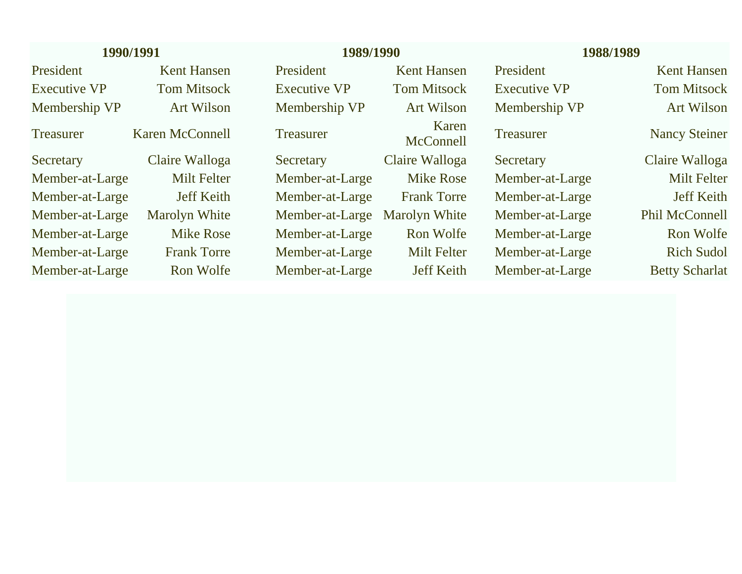| 1990/1991 | | 1989/1990 | | 1988/1989 | |
|---|---|---|---|---|---|
| President | Kent Hansen | President | Kent Hansen | President | Kent Hansen |
| Executive VP | Tom Mitsock | Executive VP | Tom Mitsock | Executive VP | Tom Mitsock |
| Membership VP | Art Wilson | Membership VP | Art Wilson | Membership VP | Art Wilson |
| Treasurer | Karen McConnell | Treasurer | Karen McConnell | Treasurer | Nancy Steiner |
| Secretary | Claire Walloga | Secretary | Claire Walloga | Secretary | Claire Walloga |
| Member-at-Large | Milt Felter | Member-at-Large | Mike Rose | Member-at-Large | Milt Felter |
| Member-at-Large | Jeff Keith | Member-at-Large | Frank Torre | Member-at-Large | Jeff Keith |
| Member-at-Large | Marolyn White | Member-at-Large | Marolyn White | Member-at-Large | Phil McConnell |
| Member-at-Large | Mike Rose | Member-at-Large | Ron Wolfe | Member-at-Large | Ron Wolfe |
| Member-at-Large | Frank Torre | Member-at-Large | Milt Felter | Member-at-Large | Rich Sudol |
| Member-at-Large | Ron Wolfe | Member-at-Large | Jeff Keith | Member-at-Large | Betty Scharlat |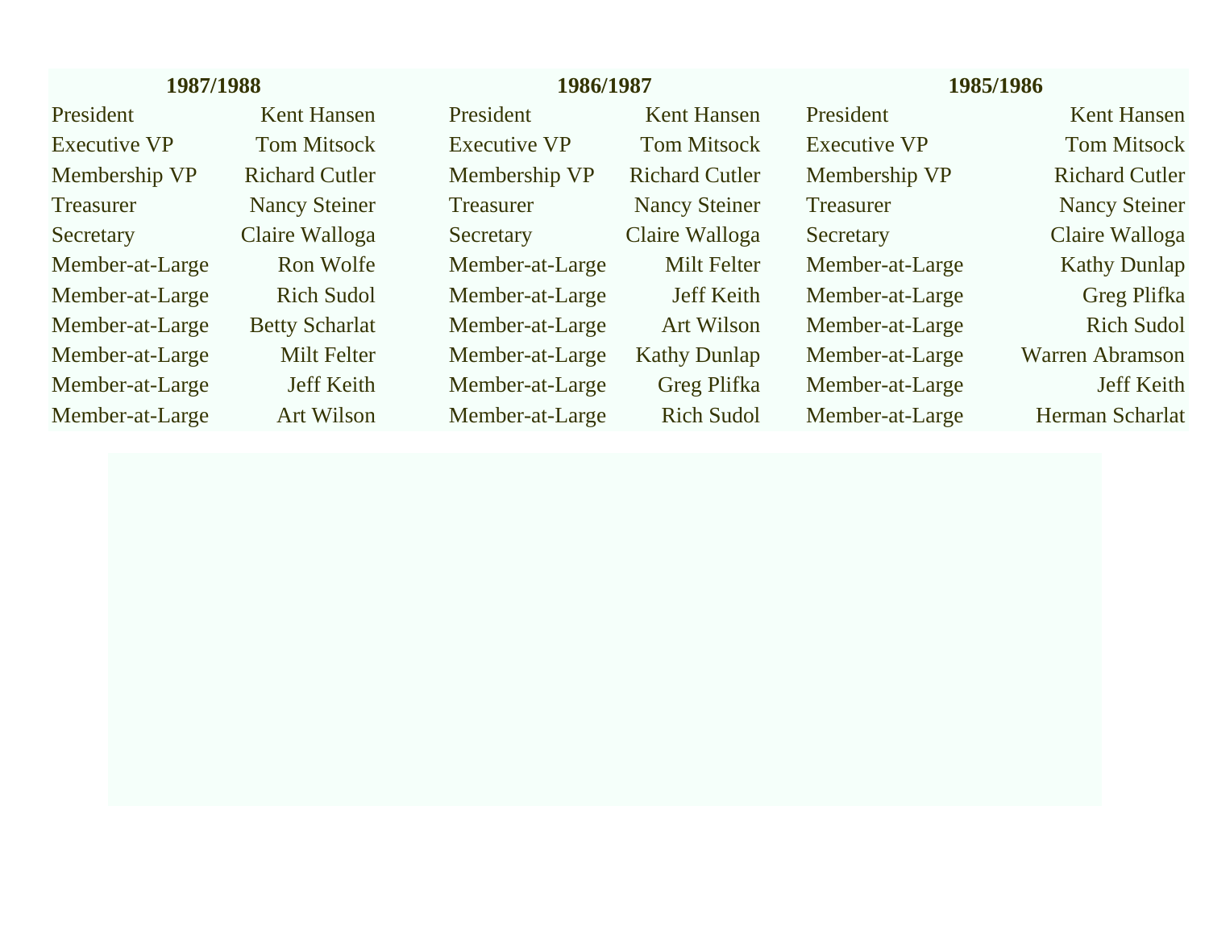| 1987/1988 | | 1986/1987 | | 1985/1986 | |
|---|---|---|---|---|---|
| President | Kent Hansen | President | Kent Hansen | President | Kent Hansen |
| Executive VP | Tom Mitsock | Executive VP | Tom Mitsock | Executive VP | Tom Mitsock |
| Membership VP | Richard Cutler | Membership VP | Richard Cutler | Membership VP | Richard Cutler |
| Treasurer | Nancy Steiner | Treasurer | Nancy Steiner | Treasurer | Nancy Steiner |
| Secretary | Claire Walloga | Secretary | Claire Walloga | Secretary | Claire Walloga |
| Member-at-Large | Ron Wolfe | Member-at-Large | Milt Felter | Member-at-Large | Kathy Dunlap |
| Member-at-Large | Rich Sudol | Member-at-Large | Jeff Keith | Member-at-Large | Greg Plifka |
| Member-at-Large | Betty Scharlat | Member-at-Large | Art Wilson | Member-at-Large | Rich Sudol |
| Member-at-Large | Milt Felter | Member-at-Large | Kathy Dunlap | Member-at-Large | Warren Abramson |
| Member-at-Large | Jeff Keith | Member-at-Large | Greg Plifka | Member-at-Large | Jeff Keith |
| Member-at-Large | Art Wilson | Member-at-Large | Rich Sudol | Member-at-Large | Herman Scharlat |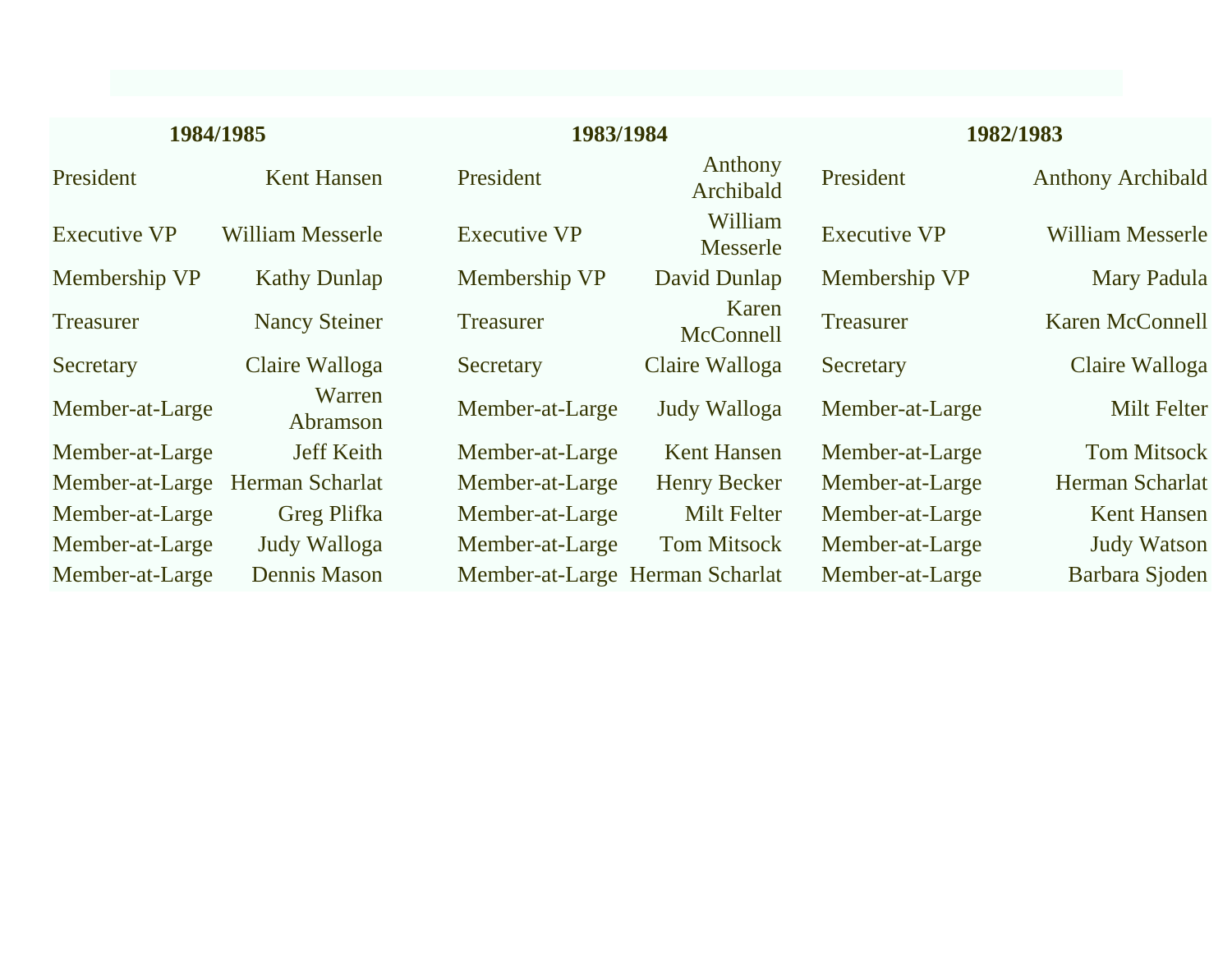| 1984/1985 | | 1983/1984 | | 1982/1983 | |
|---|---|---|---|---|---|
| President | Kent Hansen | President | Anthony Archibald | President | Anthony Archibald |
| Executive VP | William Messerle | Executive VP | William Messerle | Executive VP | William Messerle |
| Membership VP | Kathy Dunlap | Membership VP | David Dunlap | Membership VP | Mary Padula |
| Treasurer | Nancy Steiner | Treasurer | Karen McConnell | Treasurer | Karen McConnell |
| Secretary | Claire Walloga | Secretary | Claire Walloga | Secretary | Claire Walloga |
| Member-at-Large | Warren Abramson | Member-at-Large | Judy Walloga | Member-at-Large | Milt Felter |
| Member-at-Large | Jeff Keith | Member-at-Large | Kent Hansen | Member-at-Large | Tom Mitsock |
| Member-at-Large | Herman Scharlat | Member-at-Large | Henry Becker | Member-at-Large | Herman Scharlat |
| Member-at-Large | Greg Plifka | Member-at-Large | Milt Felter | Member-at-Large | Kent Hansen |
| Member-at-Large | Judy Walloga | Member-at-Large | Tom Mitsock | Member-at-Large | Judy Watson |
| Member-at-Large | Dennis Mason | Member-at-Large | Herman Scharlat | Member-at-Large | Barbara Sjoden |